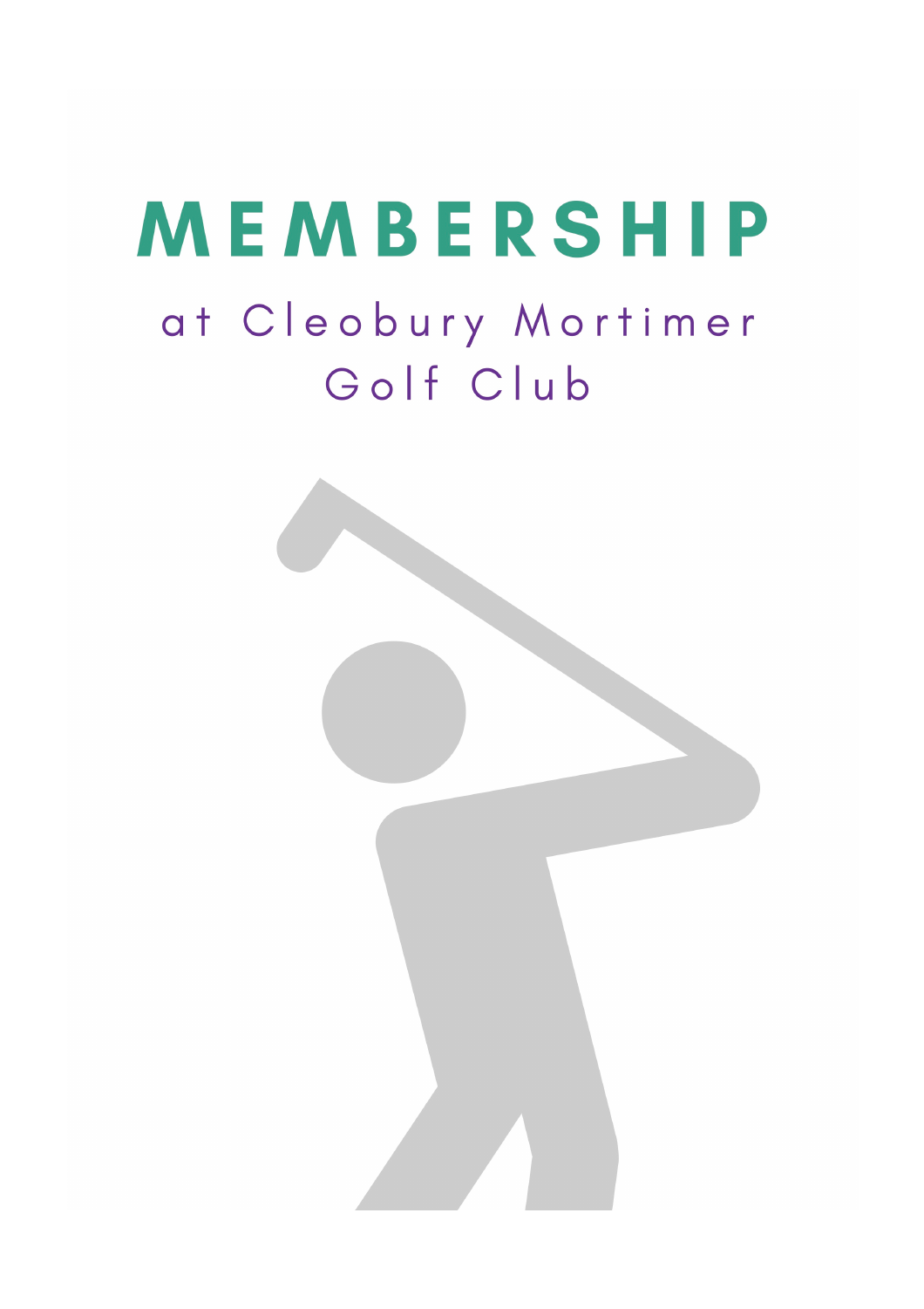# MEMBERSHIP

## at Cleobury Mortimer Golf Club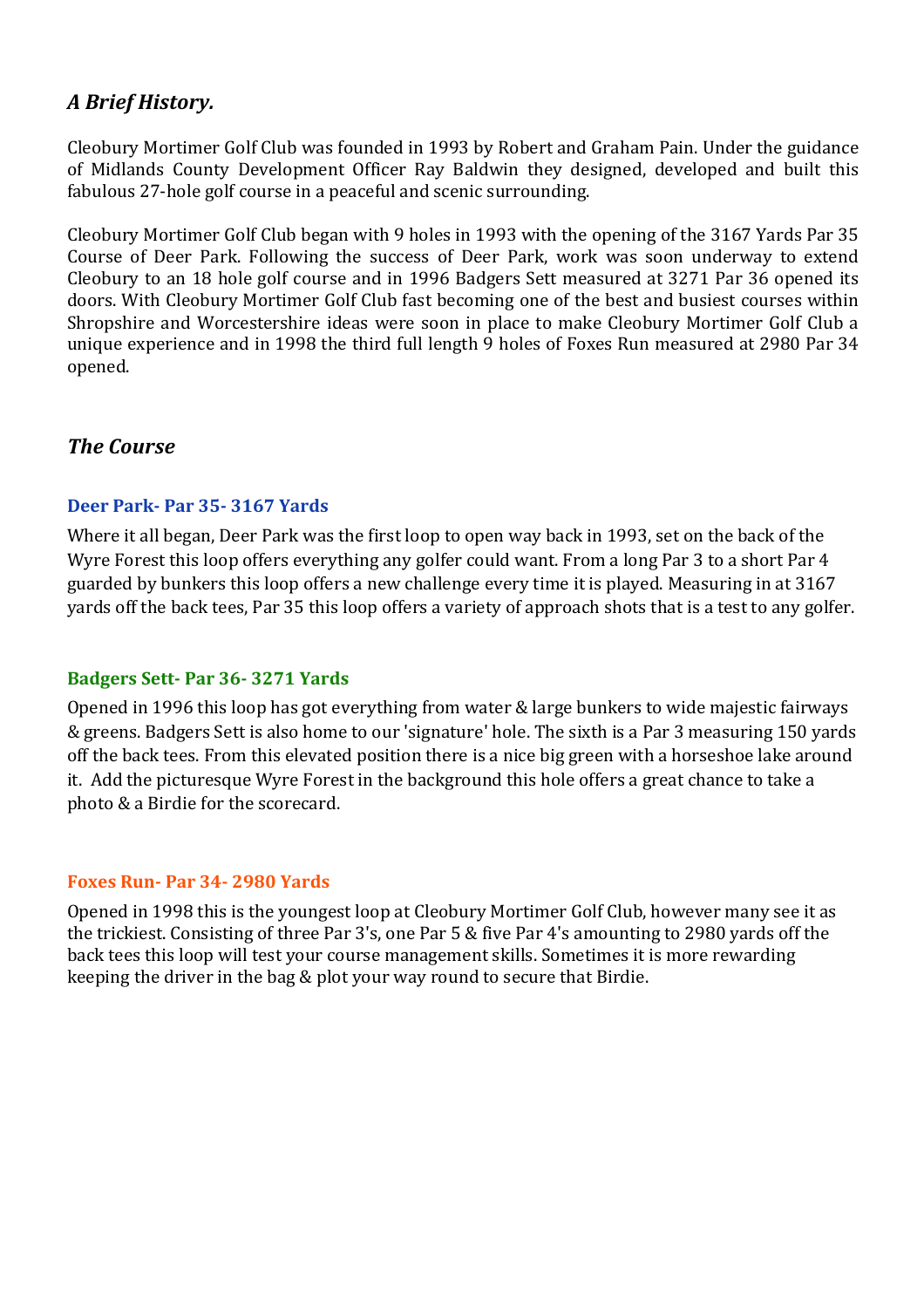## *A Brief History.*

Cleobury Mortimer Golf Club was founded in 1993 by Robert and Graham Pain. Under the guidance of Midlands County Development Officer Ray Baldwin they designed, developed and built this fabulous 27-hole golf course in a peaceful and scenic surrounding.

Cleobury Mortimer Golf Club began with 9 holes in 1993 with the opening of the 3167 Yards Par 35 Course of Deer Park. Following the success of Deer Park, work was soon underway to extend Cleobury to an 18 hole golf course and in 1996 Badgers Sett measured at 3271 Par 36 opened its doors. With Cleobury Mortimer Golf Club fast becoming one of the best and busiest courses within Shropshire and Worcestershire ideas were soon in place to make Cleobury Mortimer Golf Club a unique experience and in 1998 the third full length 9 holes of Foxes Run measured at 2980 Par 34 opened.

## *The Course*

### Deer Park- Par 35- 3167 Yards

Where it all began, Deer Park was the first loop to open way back in 1993, set on the back of the Wyre Forest this loop offers everything any golfer could want. From a long Par 3 to a short Par 4 guarded by bunkers this loop offers a new challenge every time it is played. Measuring in at 3167 yards off the back tees, Par 35 this loop offers a variety of approach shots that is a test to any golfer.

### Badgers Sett- Par 36- 3271 Yards

Opened in 1996 this loop has got everything from water & large bunkers to wide majestic fairways & greens. Badgers Sett is also home to our 'signature' hole. The sixth is a Par 3 measuring 150 yards off the back tees. From this elevated position there is a nice big green with a horseshoe lake around it. Add the picturesque Wyre Forest in the background this hole offers a great chance to take a photo & a Birdie for the scorecard.

### Foxes Run- Par 34- 2980 Yards

Opened in 1998 this is the youngest loop at Cleobury Mortimer Golf Club, however many see it as the trickiest. Consisting of three Par 3's, one Par 5 & five Par 4's amounting to 2980 yards off the back tees this loop will test your course management skills. Sometimes it is more rewarding keeping the driver in the bag & plot your way round to secure that Birdie.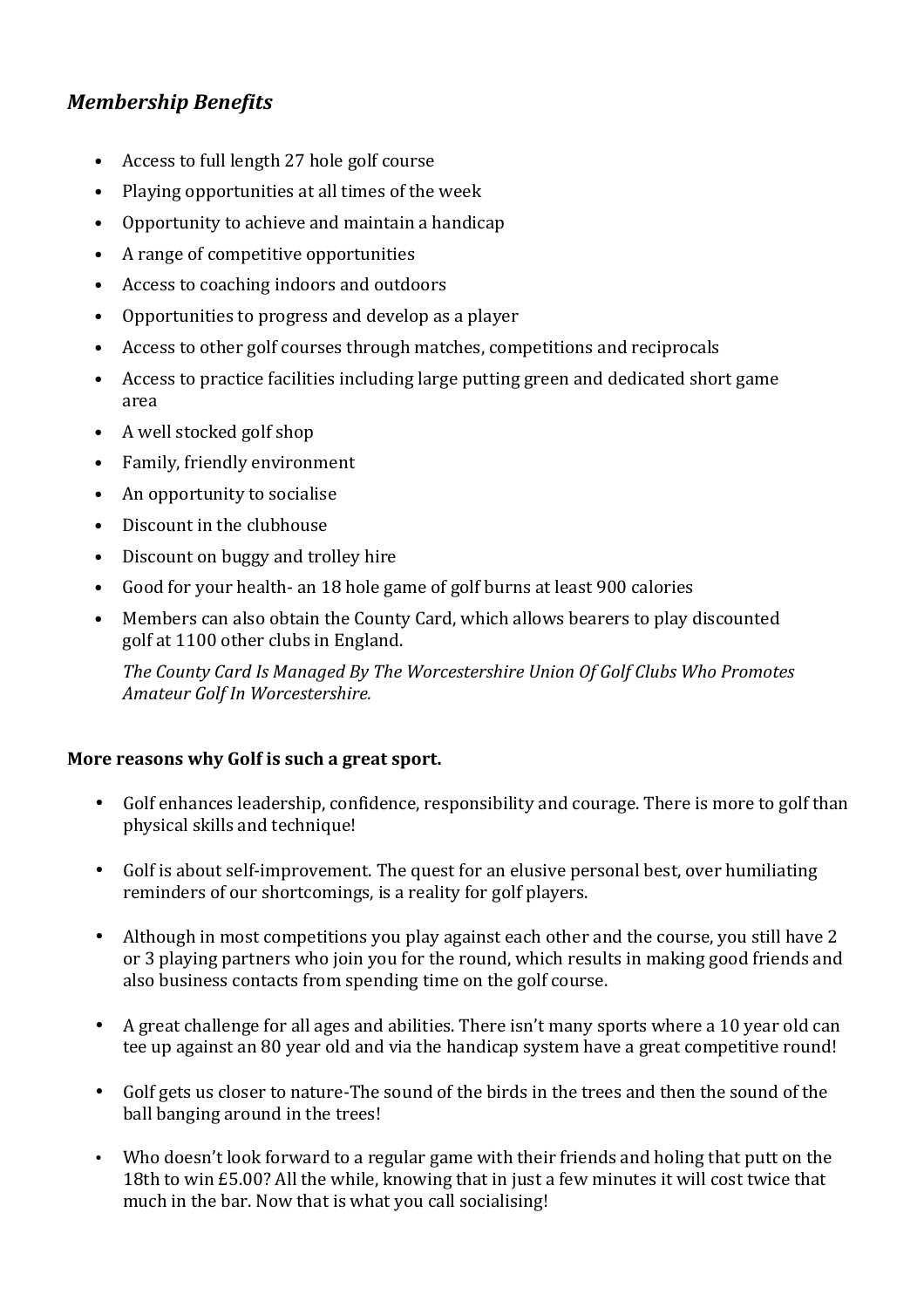## *Membership Benefits*

- Access to full length 27 hole golf course
- Playing opportunities at all times of the week
- Opportunity to achieve and maintain a handicap
- A range of competitive opportunities
- Access to coaching indoors and outdoors
- Opportunities to progress and develop as a player
- Access to other golf courses through matches, competitions and reciprocals
- Access to practice facilities including large putting green and dedicated short game area
- A well stocked golf shop
- Family, friendly environment
- An opportunity to socialise
- Discount in the clubhouse
- Discount on buggy and trolley hire
- Good for your health- an 18 hole game of golf burns at least 900 calories
- Members can also obtain the County Card, which allows bearers to play discounted golf at 1100 other clubs in England.

  *The County Card Is Managed By The Worcestershire Union Of Golf Clubs Who Promotes Amateur Golf In Worcestershire.*

**More reasons why Golf is such a great sport.**

- Golf enhances leadership, confidence, responsibility and courage. There is more to golf than physical skills and technique!
- Golf is about self-improvement. The quest for an elusive personal best, over humiliating reminders of our shortcomings, is a reality for golf players.
- Although in most competitions you play against each other and the course, you still have 2 or 3 playing partners who join you for the round, which results in making good friends and also business contacts from spending time on the golf course.
- A great challenge for all ages and abilities. There isn't many sports where a 10 year old can tee up against an 80 year old and via the handicap system have a great competitive round!
- Golf gets us closer to nature-The sound of the birds in the trees and then the sound of the ball banging around in the trees!
- Who doesn't look forward to a regular game with their friends and holing that putt on the 18th to win £5.00? All the while, knowing that in just a few minutes it will cost twice that much in the bar. Now that is what you call socialising!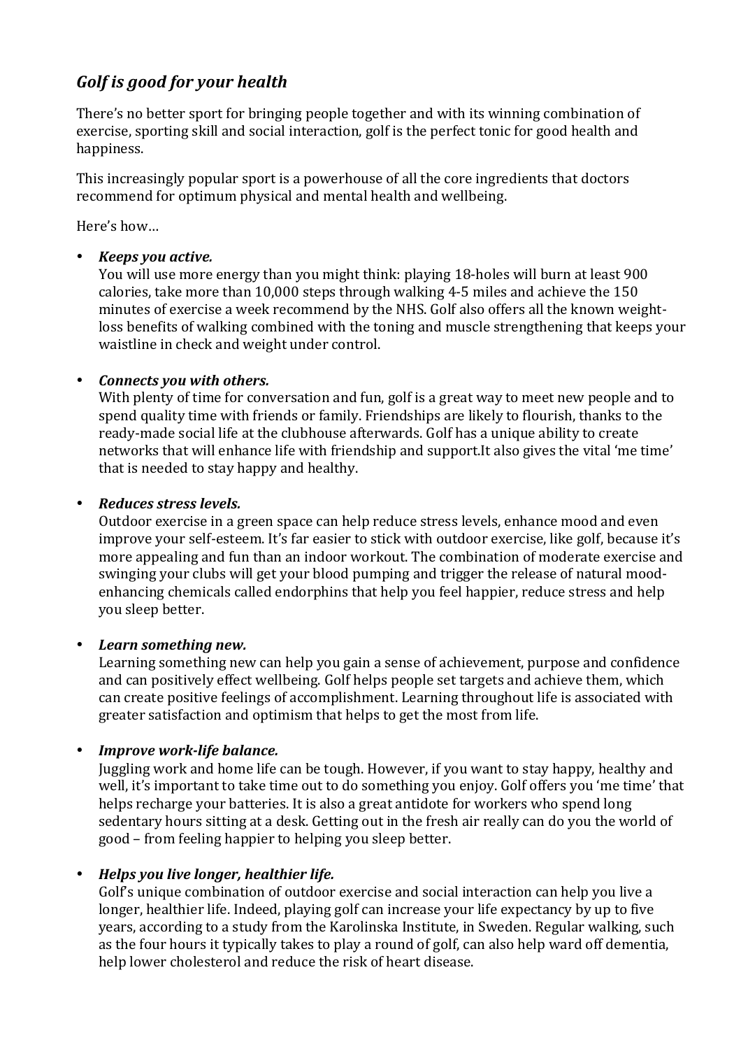## *Golf is good for your health*

There's no better sport for bringing people together and with its winning combination of exercise, sporting skill and social interaction, golf is the perfect tonic for good health and happiness.

This increasingly popular sport is a powerhouse of all the core ingredients that doctors recommend for optimum physical and mental health and wellbeing.

Here's how…

- ***Keeps you active.***
  You will use more energy than you might think: playing 18-holes will burn at least 900 calories, take more than 10,000 steps through walking 4-5 miles and achieve the 150 minutes of exercise a week recommend by the NHS. Golf also offers all the known weight-loss benefits of walking combined with the toning and muscle strengthening that keeps your waistline in check and weight under control.

- ***Connects you with others.***
  With plenty of time for conversation and fun, golf is a great way to meet new people and to spend quality time with friends or family. Friendships are likely to flourish, thanks to the ready-made social life at the clubhouse afterwards. Golf has a unique ability to create networks that will enhance life with friendship and support.It also gives the vital 'me time' that is needed to stay happy and healthy.

- ***Reduces stress levels.***
  Outdoor exercise in a green space can help reduce stress levels, enhance mood and even improve your self-esteem. It's far easier to stick with outdoor exercise, like golf, because it's more appealing and fun than an indoor workout. The combination of moderate exercise and swinging your clubs will get your blood pumping and trigger the release of natural mood-enhancing chemicals called endorphins that help you feel happier, reduce stress and help you sleep better.

- ***Learn something new.***
  Learning something new can help you gain a sense of achievement, purpose and confidence and can positively effect wellbeing. Golf helps people set targets and achieve them, which can create positive feelings of accomplishment. Learning throughout life is associated with greater satisfaction and optimism that helps to get the most from life.

- ***Improve work-life balance.***
  Juggling work and home life can be tough. However, if you want to stay happy, healthy and well, it's important to take time out to do something you enjoy. Golf offers you 'me time' that helps recharge your batteries. It is also a great antidote for workers who spend long sedentary hours sitting at a desk. Getting out in the fresh air really can do you the world of good – from feeling happier to helping you sleep better.

- ***Helps you live longer, healthier life.***
  Golf's unique combination of outdoor exercise and social interaction can help you live a longer, healthier life. Indeed, playing golf can increase your life expectancy by up to five years, according to a study from the Karolinska Institute, in Sweden. Regular walking, such as the four hours it typically takes to play a round of golf, can also help ward off dementia, help lower cholesterol and reduce the risk of heart disease.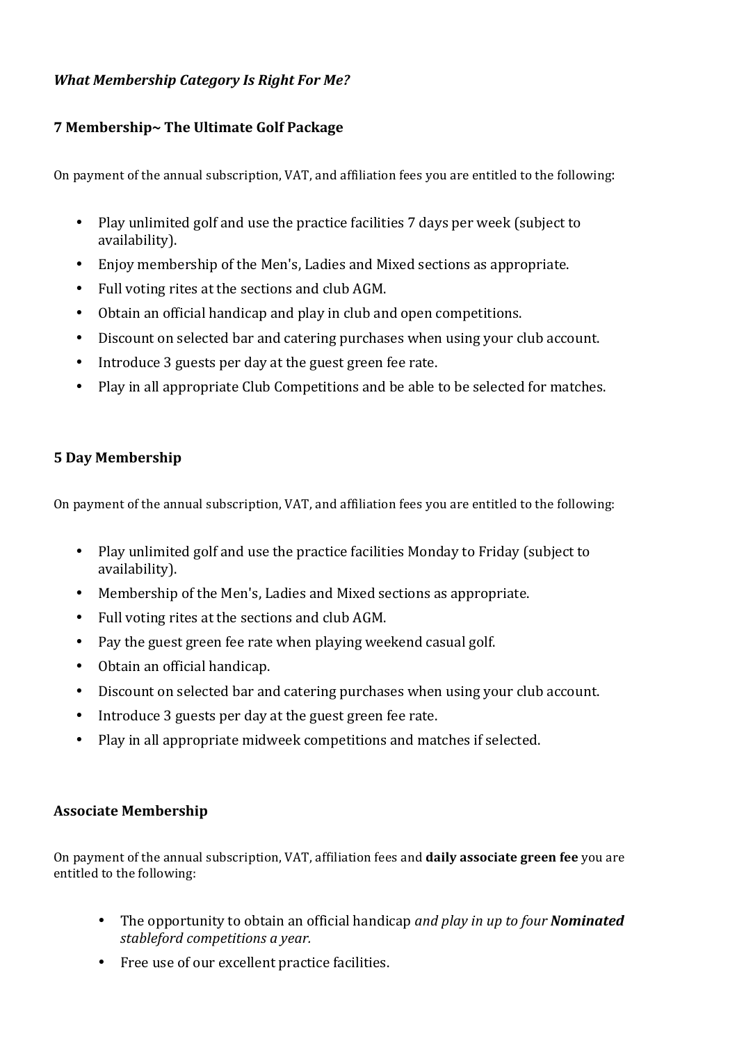***What Membership Category Is Right For Me?***

### 7 Membership~ The Ultimate Golf Package

On payment of the annual subscription, VAT, and affiliation fees you are entitled to the following:

- Play unlimited golf and use the practice facilities 7 days per week (subject to availability).
- Enjoy membership of the Men's, Ladies and Mixed sections as appropriate.
- Full voting rites at the sections and club AGM.
- Obtain an official handicap and play in club and open competitions.
- Discount on selected bar and catering purchases when using your club account.
- Introduce 3 guests per day at the guest green fee rate.
- Play in all appropriate Club Competitions and be able to be selected for matches.

### 5 Day Membership

On payment of the annual subscription, VAT, and affiliation fees you are entitled to the following:

- Play unlimited golf and use the practice facilities Monday to Friday (subject to availability).
- Membership of the Men's, Ladies and Mixed sections as appropriate.
- Full voting rites at the sections and club AGM.
- Pay the guest green fee rate when playing weekend casual golf.
- Obtain an official handicap.
- Discount on selected bar and catering purchases when using your club account.
- Introduce 3 guests per day at the guest green fee rate.
- Play in all appropriate midweek competitions and matches if selected.

### Associate Membership

On payment of the annual subscription, VAT, affiliation fees and **daily associate green fee** you are entitled to the following:

- The opportunity to obtain an official handicap *and play in up to four **Nominated** stableford competitions a year.*
- Free use of our excellent practice facilities.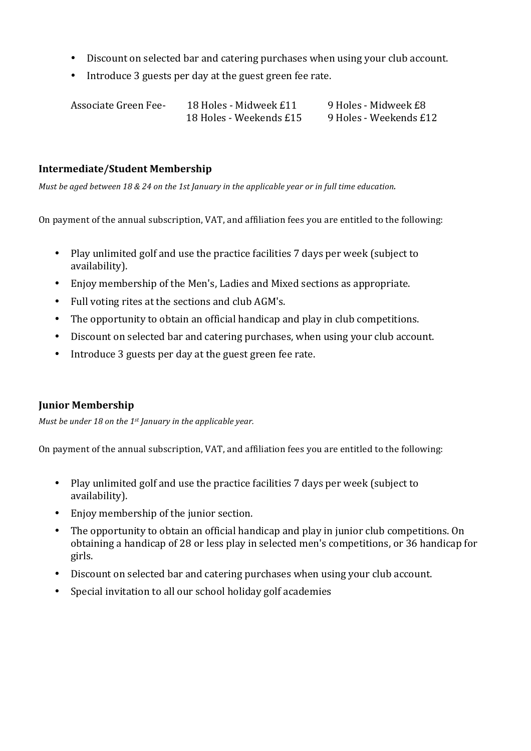- Discount on selected bar and catering purchases when using your club account.
- Introduce 3 guests per day at the guest green fee rate.

| Associate Green Fee- | 18 Holes - Midweek £11 | 9 Holes - Midweek £8 |
|---|---|---|
| | 18 Holes - Weekends £15 | 9 Holes - Weekends £12 |

### Intermediate/Student Membership

*Must be aged between 18 & 24 on the 1st January in the applicable year or in full time education.*

On payment of the annual subscription, VAT, and affiliation fees you are entitled to the following:

- Play unlimited golf and use the practice facilities 7 days per week (subject to availability).
- Enjoy membership of the Men's, Ladies and Mixed sections as appropriate.
- Full voting rites at the sections and club AGM's.
- The opportunity to obtain an official handicap and play in club competitions.
- Discount on selected bar and catering purchases, when using your club account.
- Introduce 3 guests per day at the guest green fee rate.

### Junior Membership

*Must be under 18 on the 1st January in the applicable year.*

On payment of the annual subscription, VAT, and affiliation fees you are entitled to the following:

- Play unlimited golf and use the practice facilities 7 days per week (subject to availability).
- Enjoy membership of the junior section.
- The opportunity to obtain an official handicap and play in junior club competitions. On obtaining a handicap of 28 or less play in selected men's competitions, or 36 handicap for girls.
- Discount on selected bar and catering purchases when using your club account.
- Special invitation to all our school holiday golf academies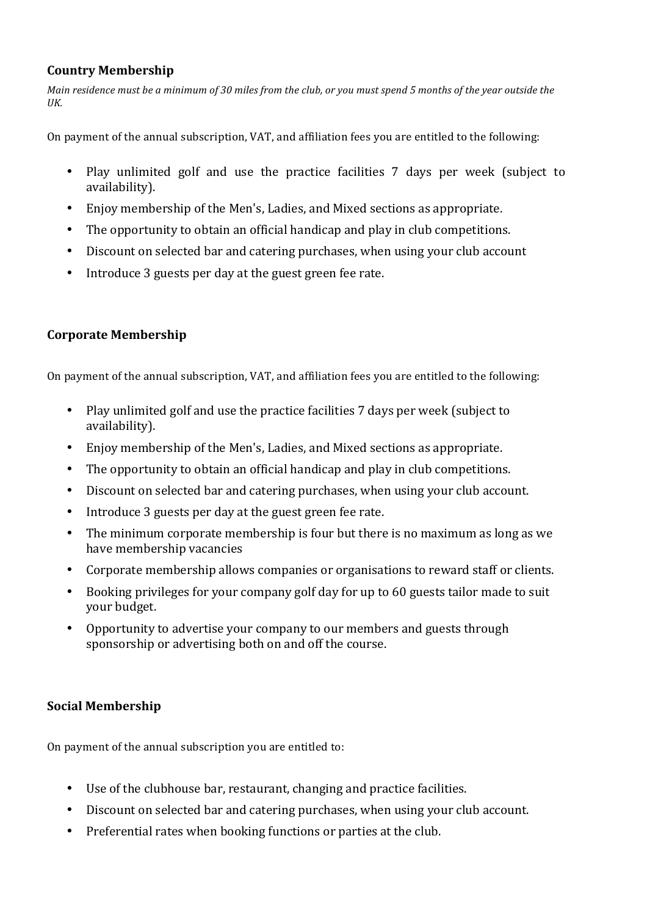**Country Membership**

*Main residence must be a minimum of 30 miles from the club, or you must spend 5 months of the year outside the UK.*

On payment of the annual subscription, VAT, and affiliation fees you are entitled to the following:

- Play unlimited golf and use the practice facilities 7 days per week (subject to availability).
- Enjoy membership of the Men's, Ladies, and Mixed sections as appropriate.
- The opportunity to obtain an official handicap and play in club competitions.
- Discount on selected bar and catering purchases, when using your club account
- Introduce 3 guests per day at the guest green fee rate.

**Corporate Membership**

On payment of the annual subscription, VAT, and affiliation fees you are entitled to the following:

- Play unlimited golf and use the practice facilities 7 days per week (subject to availability).
- Enjoy membership of the Men's, Ladies, and Mixed sections as appropriate.
- The opportunity to obtain an official handicap and play in club competitions.
- Discount on selected bar and catering purchases, when using your club account.
- Introduce 3 guests per day at the guest green fee rate.
- The minimum corporate membership is four but there is no maximum as long as we have membership vacancies
- Corporate membership allows companies or organisations to reward staff or clients.
- Booking privileges for your company golf day for up to 60 guests tailor made to suit your budget.
- Opportunity to advertise your company to our members and guests through sponsorship or advertising both on and off the course.

**Social Membership**

On payment of the annual subscription you are entitled to:

- Use of the clubhouse bar, restaurant, changing and practice facilities.
- Discount on selected bar and catering purchases, when using your club account.
- Preferential rates when booking functions or parties at the club.